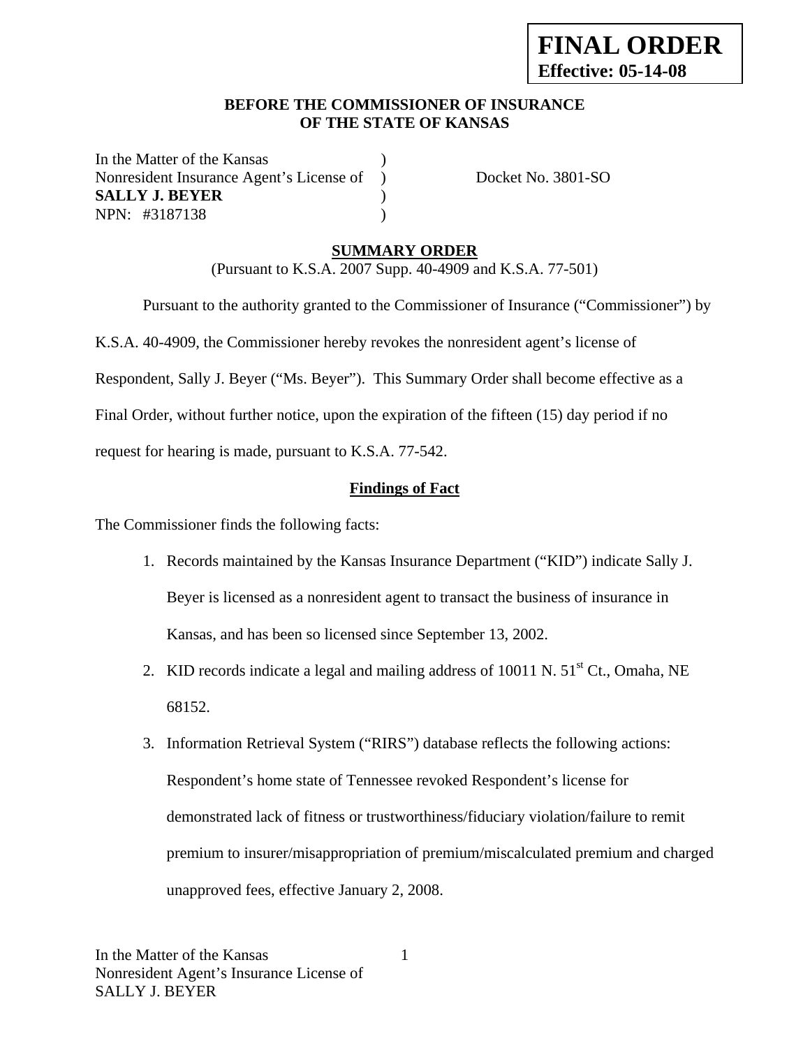**FINAL ORDER**
**Effective: 05-14-08**

**BEFORE THE COMMISSIONER OF INSURANCE**
**OF THE STATE OF KANSAS**

In the Matter of the Kansas )
Nonresident Insurance Agent's License of ) Docket No. 3801-SO
**SALLY J. BEYER** )
NPN: #3187138 )

## SUMMARY ORDER

(Pursuant to K.S.A. 2007 Supp. 40-4909 and K.S.A. 77-501)

Pursuant to the authority granted to the Commissioner of Insurance ("Commissioner") by K.S.A. 40-4909, the Commissioner hereby revokes the nonresident agent's license of Respondent, Sally J. Beyer ("Ms. Beyer"). This Summary Order shall become effective as a Final Order, without further notice, upon the expiration of the fifteen (15) day period if no request for hearing is made, pursuant to K.S.A. 77-542.

### Findings of Fact

The Commissioner finds the following facts:

1. Records maintained by the Kansas Insurance Department ("KID") indicate Sally J. Beyer is licensed as a nonresident agent to transact the business of insurance in Kansas, and has been so licensed since September 13, 2002.
2. KID records indicate a legal and mailing address of 10011 N. 51st Ct., Omaha, NE 68152.
3. Information Retrieval System ("RIRS") database reflects the following actions: Respondent's home state of Tennessee revoked Respondent's license for demonstrated lack of fitness or trustworthiness/fiduciary violation/failure to remit premium to insurer/misappropriation of premium/miscalculated premium and charged unapproved fees, effective January 2, 2008.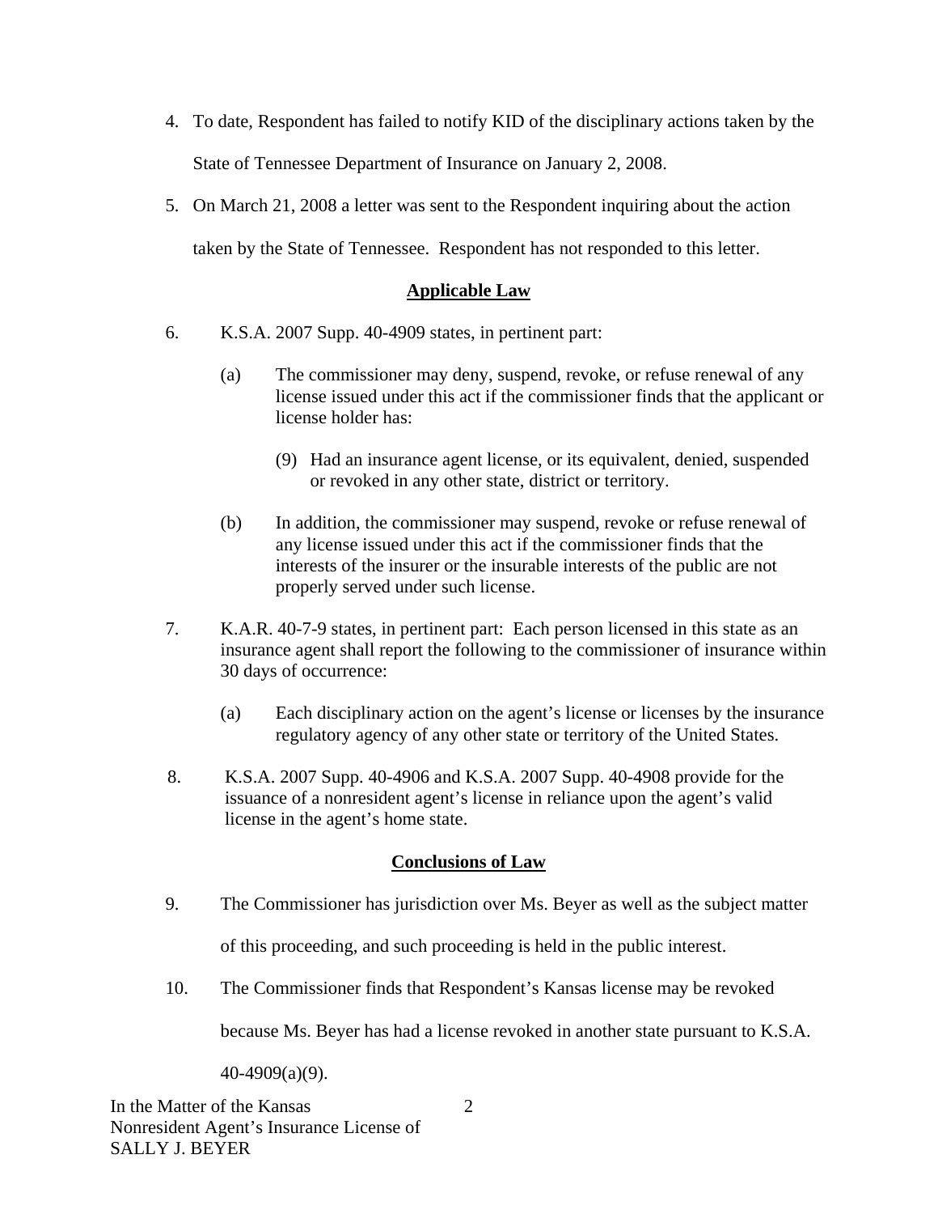4. To date, Respondent has failed to notify KID of the disciplinary actions taken by the State of Tennessee Department of Insurance on January 2, 2008.

5. On March 21, 2008 a letter was sent to the Respondent inquiring about the action taken by the State of Tennessee. Respondent has not responded to this letter.

## Applicable Law

6. K.S.A. 2007 Supp. 40-4909 states, in pertinent part:

   (a) The commissioner may deny, suspend, revoke, or refuse renewal of any license issued under this act if the commissioner finds that the applicant or license holder has:

      (9) Had an insurance agent license, or its equivalent, denied, suspended or revoked in any other state, district or territory.

   (b) In addition, the commissioner may suspend, revoke or refuse renewal of any license issued under this act if the commissioner finds that the interests of the insurer or the insurable interests of the public are not properly served under such license.

7. K.A.R. 40-7-9 states, in pertinent part: Each person licensed in this state as an insurance agent shall report the following to the commissioner of insurance within 30 days of occurrence:

   (a) Each disciplinary action on the agent's license or licenses by the insurance regulatory agency of any other state or territory of the United States.

8. K.S.A. 2007 Supp. 40-4906 and K.S.A. 2007 Supp. 40-4908 provide for the issuance of a nonresident agent's license in reliance upon the agent's valid license in the agent's home state.

## Conclusions of Law

9. The Commissioner has jurisdiction over Ms. Beyer as well as the subject matter of this proceeding, and such proceeding is held in the public interest.

10. The Commissioner finds that Respondent's Kansas license may be revoked because Ms. Beyer has had a license revoked in another state pursuant to K.S.A. 40-4909(a)(9).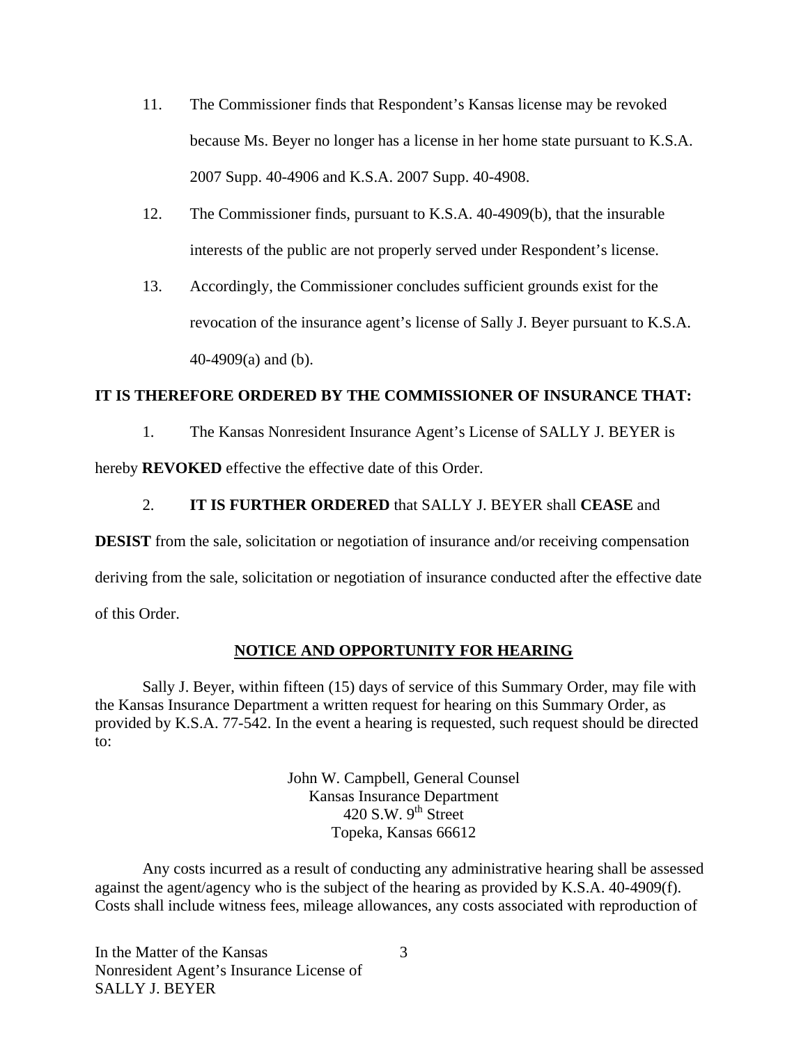11. The Commissioner finds that Respondent's Kansas license may be revoked because Ms. Beyer no longer has a license in her home state pursuant to K.S.A. 2007 Supp. 40-4906 and K.S.A. 2007 Supp. 40-4908.

12. The Commissioner finds, pursuant to K.S.A. 40-4909(b), that the insurable interests of the public are not properly served under Respondent's license.

13. Accordingly, the Commissioner concludes sufficient grounds exist for the revocation of the insurance agent's license of Sally J. Beyer pursuant to K.S.A. 40-4909(a) and (b).

**IT IS THEREFORE ORDERED BY THE COMMISSIONER OF INSURANCE THAT:**

1. The Kansas Nonresident Insurance Agent's License of SALLY J. BEYER is hereby **REVOKED** effective the effective date of this Order.

2. **IT IS FURTHER ORDERED** that SALLY J. BEYER shall **CEASE** and **DESIST** from the sale, solicitation or negotiation of insurance and/or receiving compensation deriving from the sale, solicitation or negotiation of insurance conducted after the effective date of this Order.

## NOTICE AND OPPORTUNITY FOR HEARING

Sally J. Beyer, within fifteen (15) days of service of this Summary Order, may file with the Kansas Insurance Department a written request for hearing on this Summary Order, as provided by K.S.A. 77-542. In the event a hearing is requested, such request should be directed to:

John W. Campbell, General Counsel
Kansas Insurance Department
420 S.W. 9th Street
Topeka, Kansas 66612

Any costs incurred as a result of conducting any administrative hearing shall be assessed against the agent/agency who is the subject of the hearing as provided by K.S.A. 40-4909(f). Costs shall include witness fees, mileage allowances, any costs associated with reproduction of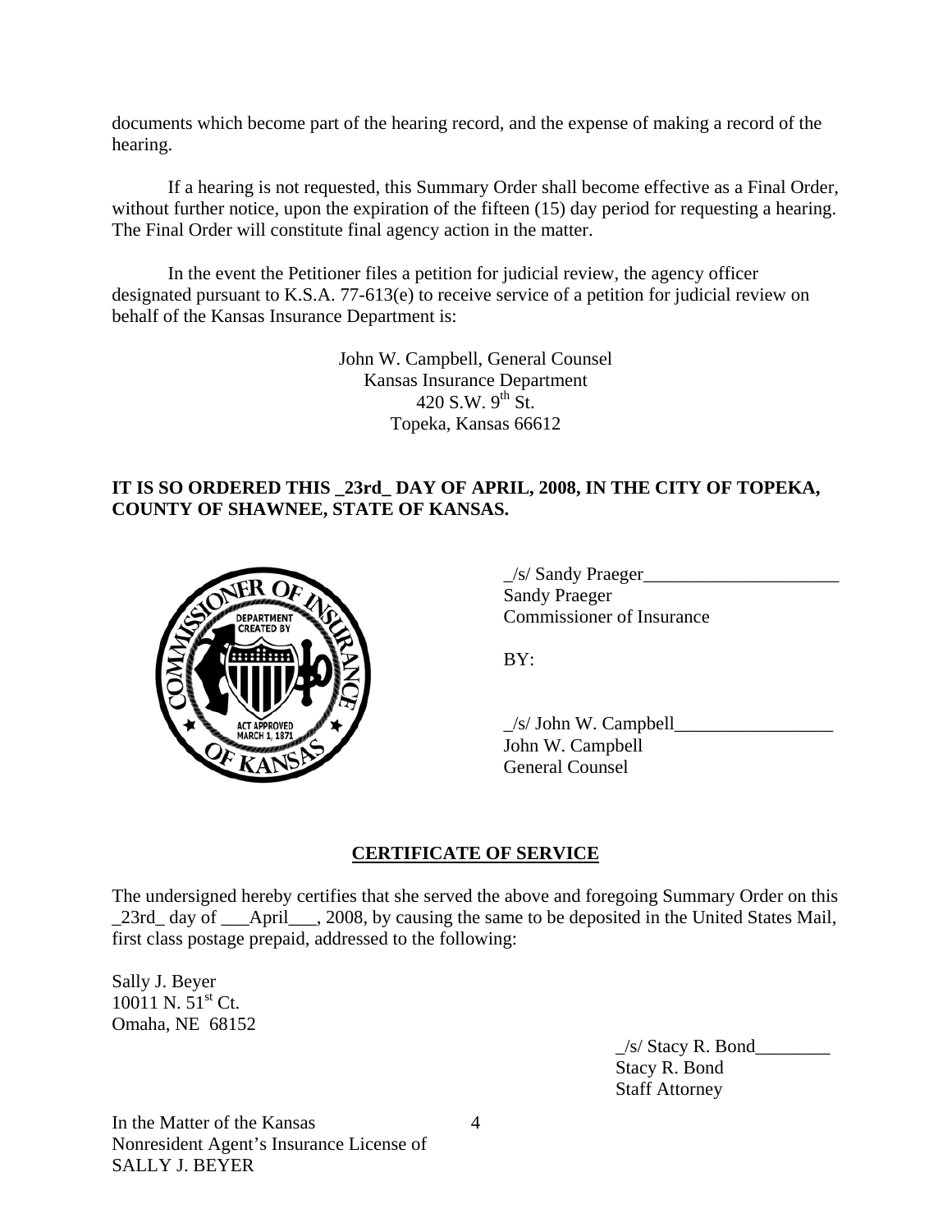documents which become part of the hearing record, and the expense of making a record of the hearing.

If a hearing is not requested, this Summary Order shall become effective as a Final Order, without further notice, upon the expiration of the fifteen (15) day period for requesting a hearing. The Final Order will constitute final agency action in the matter.

In the event the Petitioner files a petition for judicial review, the agency officer designated pursuant to K.S.A. 77-613(e) to receive service of a petition for judicial review on behalf of the Kansas Insurance Department is:

John W. Campbell, General Counsel
Kansas Insurance Department
420 S.W. 9th St.
Topeka, Kansas 66612

**IT IS SO ORDERED THIS _23rd_ DAY OF APRIL, 2008, IN THE CITY OF TOPEKA, COUNTY OF SHAWNEE, STATE OF KANSAS.**

_/s/ Sandy Praeger_____________________
Sandy Praeger
Commissioner of Insurance

BY:

_/s/ John W. Campbell_________________
John W. Campbell
General Counsel

## CERTIFICATE OF SERVICE

The undersigned hereby certifies that she served the above and foregoing Summary Order on this _23rd_ day of ___April___, 2008, by causing the same to be deposited in the United States Mail, first class postage prepaid, addressed to the following:

Sally J. Beyer
10011 N. 51st Ct.
Omaha, NE 68152

_/s/ Stacy R. Bond________
Stacy R. Bond
Staff Attorney

In the Matter of the Kansas
Nonresident Agent's Insurance License of
SALLY J. BEYER